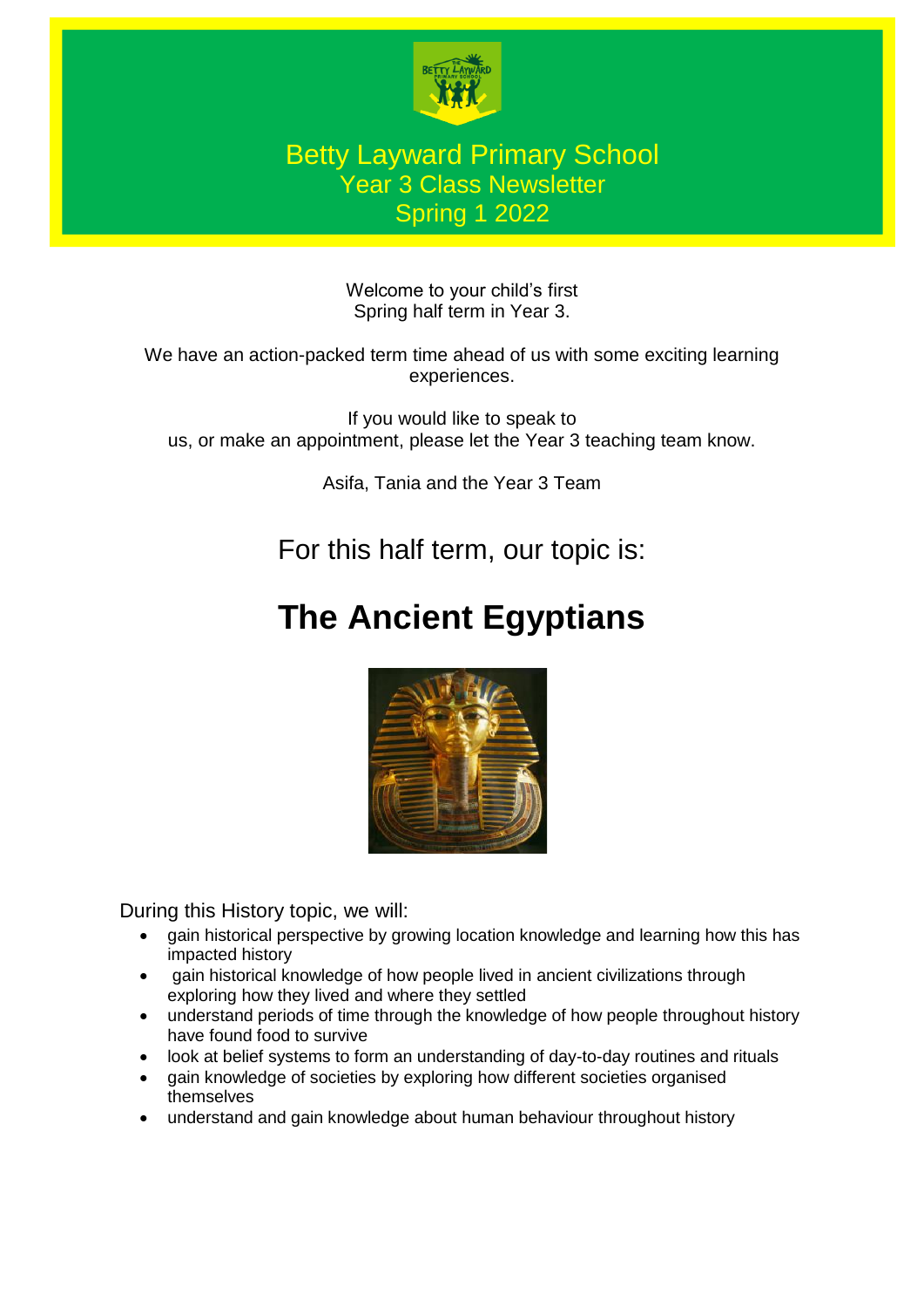# Betty Layward Primary School

## Year 3 Class Newsletter

## Spring 1 2022

Welcome to your child's first Spring half term in Year 3.

We have an action-packed term time ahead of us with some exciting learning experiences.

If you would like to speak to us, or make an appointment, please let the Year 3 teaching team know.

Asifa, Tania and the Year 3 Team

For this half term, our topic is:

# **The Ancient Egyptians**

During this History topic, we will:

- gain historical perspective by growing location knowledge and learning how this has impacted history
- gain historical knowledge of how people lived in ancient civilizations through exploring how they lived and where they settled
- understand periods of time through the knowledge of how people throughout history have found food to survive
- look at belief systems to form an understanding of day-to-day routines and rituals
- gain knowledge of societies by exploring how different societies organised themselves
- understand and gain knowledge about human behaviour throughout history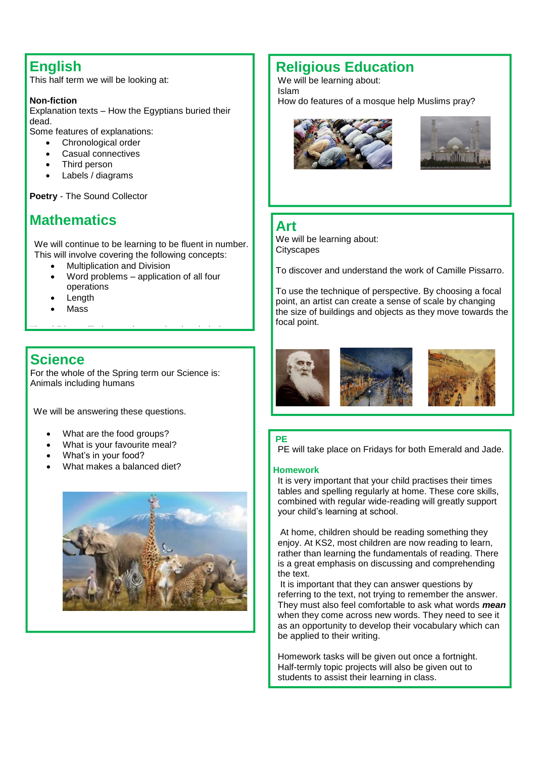## English

This half term we will be looking at:

**Non-fiction**

Explanation texts – How the Egyptians buried their dead.

Some features of explanations:

- Chronological order
- Casual connectives
- Third person
- Labels / diagrams

**Poetry** - The Sound Collector

## Mathematics

We will continue to be learning to be fluent in number. This will involve covering the following concepts:

- Multiplication and Division
- Word problems – application of all four operations
- Length
- Mass

## Science

For the whole of the Spring term our Science is: Animals including humans

We will be answering these questions.

- What are the food groups?
- What is your favourite meal?
- What's in your food?
- What makes a balanced diet?

## Religious Education

We will be learning about:
Islam
How do features of a mosque help Muslims pray?

## Art

We will be learning about:
Cityscapes

To discover and understand the work of Camille Pissarro.

To use the technique of perspective. By choosing a focal point, an artist can create a sense of scale by changing the size of buildings and objects as they move towards the focal point.

### PE

PE will take place on Fridays for both Emerald and Jade.

### Homework

It is very important that your child practises their times tables and spelling regularly at home. These core skills, combined with regular wide-reading will greatly support your child's learning at school.

At home, children should be reading something they enjoy. At KS2, most children are now reading to learn, rather than learning the fundamentals of reading. There is a great emphasis on discussing and comprehending the text.

It is important that they can answer questions by referring to the text, not trying to remember the answer. They must also feel comfortable to ask what words ***mean*** when they come across new words. They need to see it as an opportunity to develop their vocabulary which can be applied to their writing.

Homework tasks will be given out once a fortnight. Half-termly topic projects will also be given out to students to assist their learning in class.